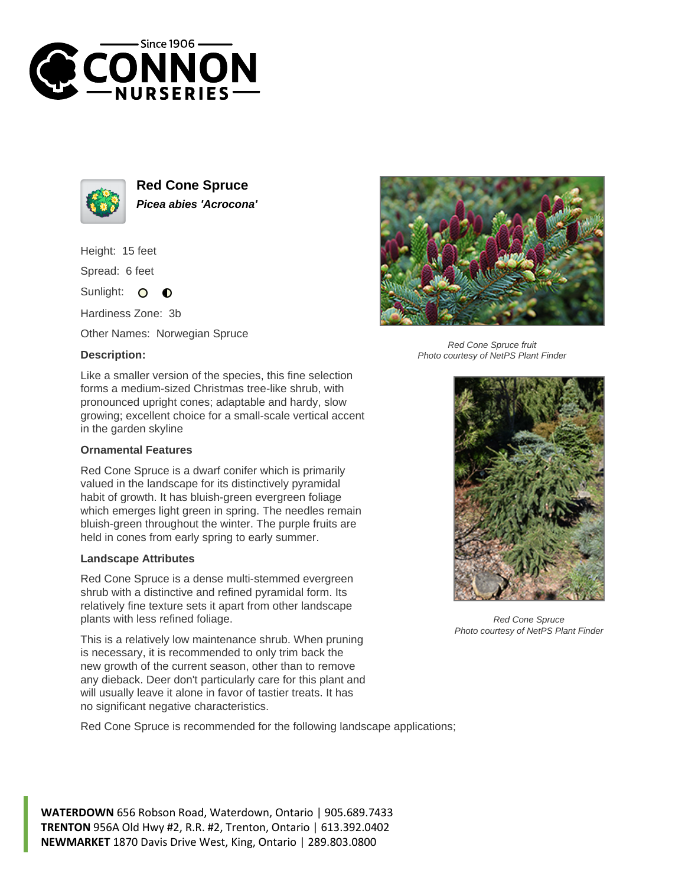Since 1906
CONNON
NURSERIES

## Red Cone Spruce

***Picea abies 'Acrocona'***

Height: 15 feet

Spread: 6 feet

Sunlight:

Hardiness Zone: 3b

Other Names: Norwegian Spruce

**Description:**

Like a smaller version of the species, this fine selection forms a medium-sized Christmas tree-like shrub, with pronounced upright cones; adaptable and hardy, slow growing; excellent choice for a small-scale vertical accent in the garden skyline

### Ornamental Features

Red Cone Spruce is a dwarf conifer which is primarily valued in the landscape for its distinctively pyramidal habit of growth. It has bluish-green evergreen foliage which emerges light green in spring. The needles remain bluish-green throughout the winter. The purple fruits are held in cones from early spring to early summer.

### Landscape Attributes

Red Cone Spruce is a dense multi-stemmed evergreen shrub with a distinctive and refined pyramidal form. Its relatively fine texture sets it apart from other landscape plants with less refined foliage.

This is a relatively low maintenance shrub. When pruning is necessary, it is recommended to only trim back the new growth of the current season, other than to remove any dieback. Deer don't particularly care for this plant and will usually leave it alone in favor of tastier treats. It has no significant negative characteristics.

Red Cone Spruce is recommended for the following landscape applications;

*Red Cone Spruce fruit*
*Photo courtesy of NetPS Plant Finder*

*Red Cone Spruce*
*Photo courtesy of NetPS Plant Finder*

**WATERDOWN** 656 Robson Road, Waterdown, Ontario | 905.689.7433
**TRENTON** 956A Old Hwy #2, R.R. #2, Trenton, Ontario | 613.392.0402
**NEWMARKET** 1870 Davis Drive West, King, Ontario | 289.803.0800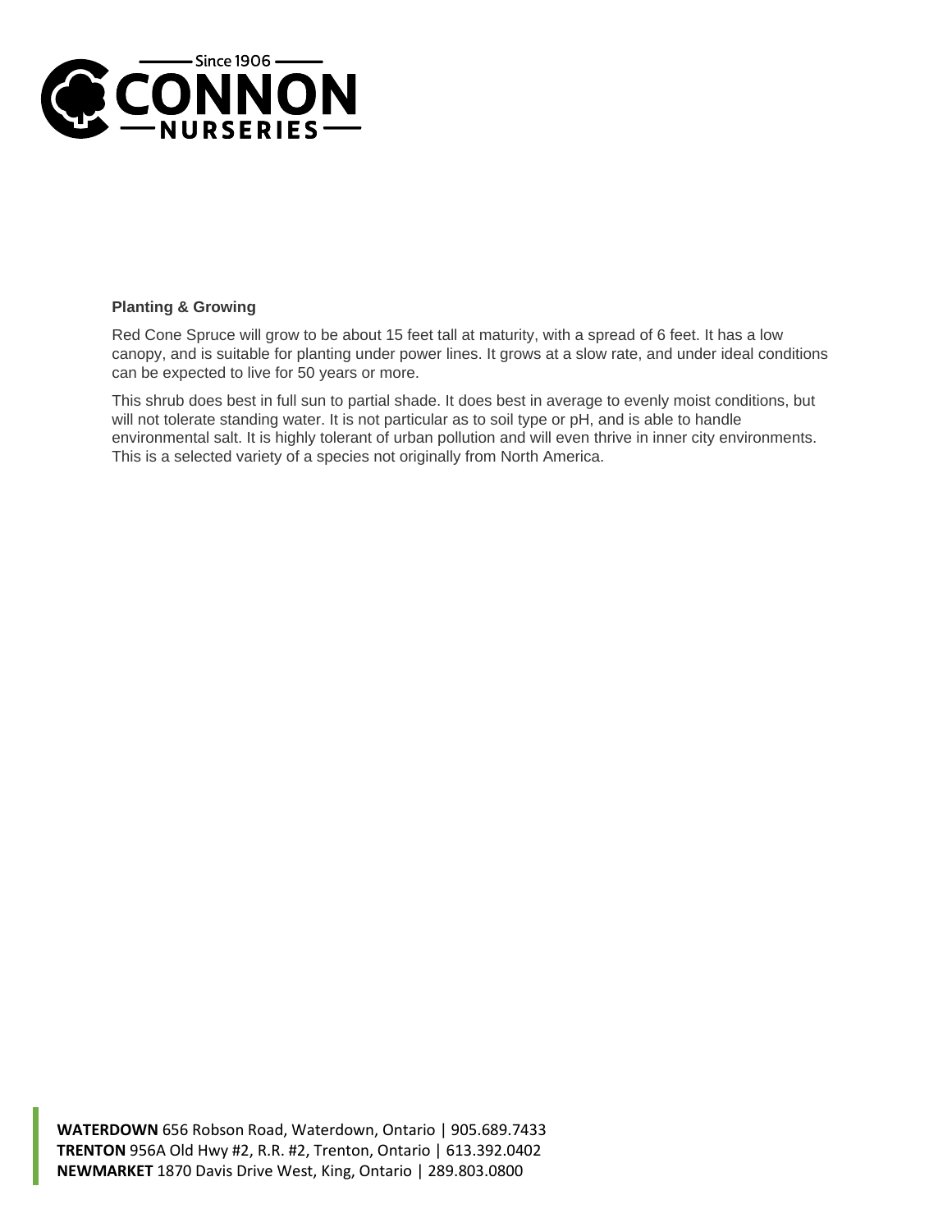### Planting & Growing

Red Cone Spruce will grow to be about 15 feet tall at maturity, with a spread of 6 feet. It has a low canopy, and is suitable for planting under power lines. It grows at a slow rate, and under ideal conditions can be expected to live for 50 years or more.

This shrub does best in full sun to partial shade. It does best in average to evenly moist conditions, but will not tolerate standing water. It is not particular as to soil type or pH, and is able to handle environmental salt. It is highly tolerant of urban pollution and will even thrive in inner city environments. This is a selected variety of a species not originally from North America.